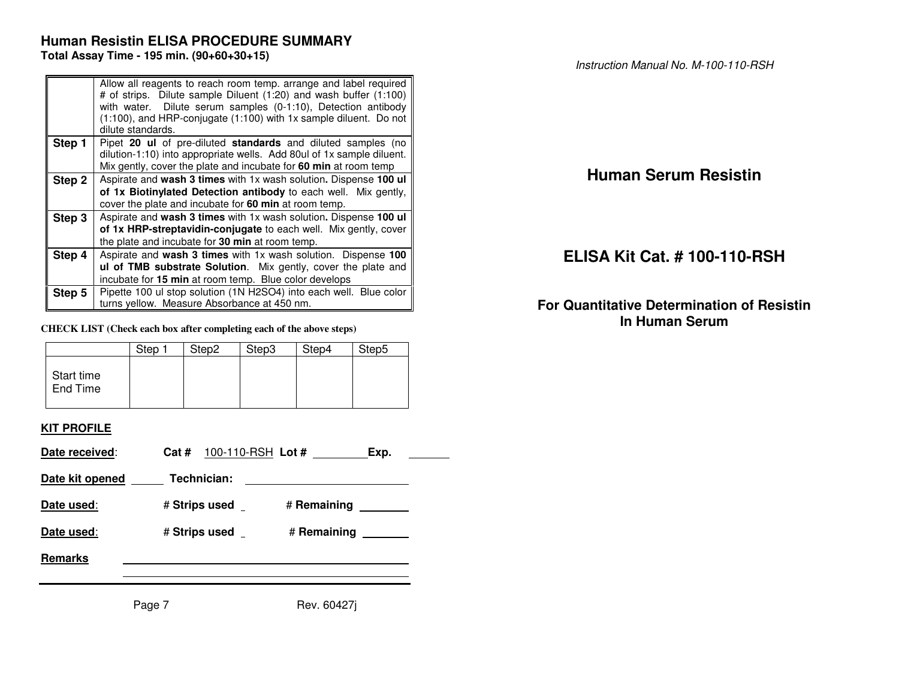## Human Resistin ELISA PROCEDURE SUMMARY

**Total Assay Time - 195 min. (90+60+30+15)**

| | |
|---|---|
| | Allow all reagents to reach room temp. arrange and label required # of strips. Dilute sample Diluent (1:20) and wash buffer (1:100) with water. Dilute serum samples (0-1:10), Detection antibody (1:100), and HRP-conjugate (1:100) with 1x sample diluent. Do not dilute standards. |
| **Step 1** | Pipet **20 ul** of pre-diluted **standards** and diluted samples (no dilution-1:10) into appropriate wells. Add 80ul of 1x sample diluent. Mix gently, cover the plate and incubate for **60 min** at room temp |
| **Step 2** | Aspirate and **wash 3 times** with 1x wash solution**.** Dispense **100 ul of 1x Biotinylated Detection antibody** to each well. Mix gently, cover the plate and incubate for **60 min** at room temp. |
| **Step 3** | Aspirate and **wash 3 times** with 1x wash solution**.** Dispense **100 ul of 1x HRP-streptavidin-conjugate** to each well. Mix gently, cover the plate and incubate for **30 min** at room temp. |
| **Step 4** | Aspirate and **wash 3 times** with 1x wash solution. Dispense **100 ul of TMB substrate Solution**. Mix gently, cover the plate and incubate for **15 min** at room temp. Blue color develops |
| **Step 5** | Pipette 100 ul stop solution (1N $H_2SO_4$) into each well. Blue color turns yellow. Measure Absorbance at 450 nm. |

**CHECK LIST (Check each box after completing each of the above steps)**

| | Step 1 | Step2 | Step3 | Step4 | Step5 |
|---|---|---|---|---|---|
| Start time<br>End Time | | | | | |

**KIT PROFILE**

**Date received**: **Cat #** 100-110-RSH **Lot #** ________ **Exp.** ________

**Date kit opened** ______ **Technician:** ____________________

**Date used**: **# Strips used** _ **# Remaining** ________

**Date used**: **# Strips used** _ **# Remaining** ________

**Remarks** ____________________________________________

Rev. 60427j

*Instruction Manual No. M-100-110-RSH*

# Human Serum Resistin

# ELISA Kit Cat. # 100-110-RSH

### For Quantitative Determination of Resistin In Human Serum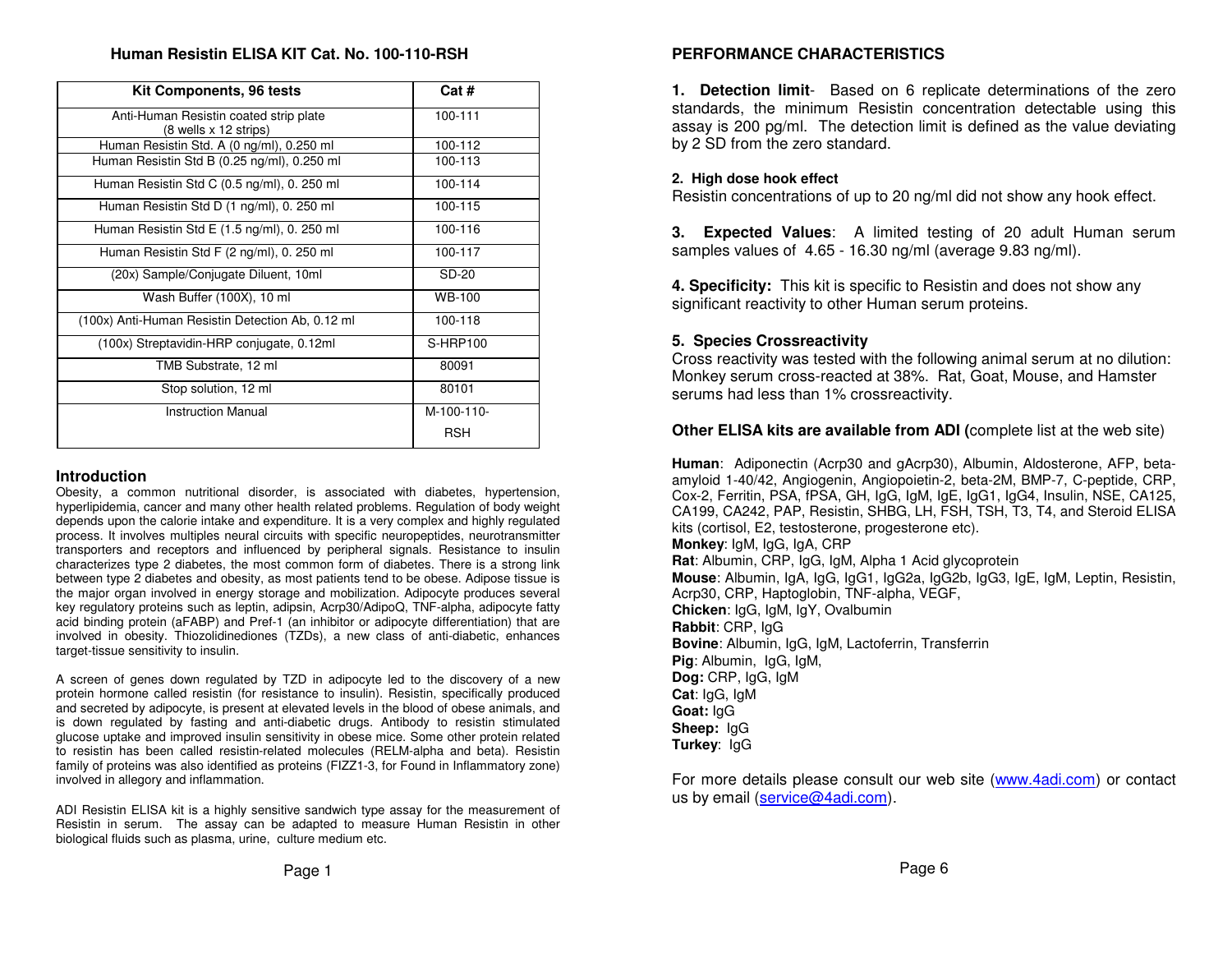## Human Resistin ELISA KIT Cat. No. 100-110-RSH

| Kit Components, 96 tests | Cat # |
|---|---|
| Anti-Human Resistin coated strip plate (8 wells x 12 strips) | 100-111 |
| Human Resistin Std. A (0 ng/ml), 0.250 ml | 100-112 |
| Human Resistin Std B (0.25 ng/ml), 0.250 ml | 100-113 |
| Human Resistin Std C (0.5 ng/ml), 0. 250 ml | 100-114 |
| Human Resistin Std D (1 ng/ml), 0. 250 ml | 100-115 |
| Human Resistin Std E (1.5 ng/ml), 0. 250 ml | 100-116 |
| Human Resistin Std F (2 ng/ml), 0. 250 ml | 100-117 |
| (20x) Sample/Conjugate Diluent, 10ml | SD-20 |
| Wash Buffer (100X), 10 ml | WB-100 |
| (100x) Anti-Human Resistin Detection Ab, 0.12 ml | 100-118 |
| (100x) Streptavidin-HRP conjugate, 0.12ml | S-HRP100 |
| TMB Substrate, 12 ml | 80091 |
| Stop solution, 12 ml | 80101 |
| Instruction Manual | M-100-110-RSH |

### Introduction

Obesity, a common nutritional disorder, is associated with diabetes, hypertension, hyperlipidemia, cancer and many other health related problems. Regulation of body weight depends upon the calorie intake and expenditure. It is a very complex and highly regulated process. It involves multiples neural circuits with specific neuropeptides, neurotransmitter transporters and receptors and influenced by peripheral signals. Resistance to insulin characterizes type 2 diabetes, the most common form of diabetes. There is a strong link between type 2 diabetes and obesity, as most patients tend to be obese. Adipose tissue is the major organ involved in energy storage and mobilization. Adipocyte produces several key regulatory proteins such as leptin, adipsin, Acrp30/AdipoQ, TNF-alpha, adipocyte fatty acid binding protein (aFABP) and Pref-1 (an inhibitor or adipocyte differentiation) that are involved in obesity. Thiozolidinediones (TZDs), a new class of anti-diabetic, enhances target-tissue sensitivity to insulin.

A screen of genes down regulated by TZD in adipocyte led to the discovery of a new protein hormone called resistin (for resistance to insulin). Resistin, specifically produced and secreted by adipocyte, is present at elevated levels in the blood of obese animals, and is down regulated by fasting and anti-diabetic drugs. Antibody to resistin stimulated glucose uptake and improved insulin sensitivity in obese mice. Some other protein related to resistin has been called resistin-related molecules (RELM-alpha and beta). Resistin family of proteins was also identified as proteins (FIZZ1-3, for Found in Inflammatory zone) involved in allegory and inflammation.

ADI Resistin ELISA kit is a highly sensitive sandwich type assay for the measurement of Resistin in serum. The assay can be adapted to measure Human Resistin in other biological fluids such as plasma, urine, culture medium etc.

## PERFORMANCE CHARACTERISTICS

**1. Detection limit**- Based on 6 replicate determinations of the zero standards, the minimum Resistin concentration detectable using this assay is 200 pg/ml. The detection limit is defined as the value deviating by 2 SD from the zero standard.

**2. High dose hook effect**
Resistin concentrations of up to 20 ng/ml did not show any hook effect.

**3. Expected Values**: A limited testing of 20 adult Human serum samples values of 4.65 - 16.30 ng/ml (average 9.83 ng/ml).

**4. Specificity:** This kit is specific to Resistin and does not show any significant reactivity to other Human serum proteins.

**5. Species Crossreactivity**
Cross reactivity was tested with the following animal serum at no dilution: Monkey serum cross-reacted at 38%. Rat, Goat, Mouse, and Hamster serums had less than 1% crossreactivity.

**Other ELISA kits are available from ADI (**complete list at the web site)

**Human**: Adiponectin (Acrp30 and gAcrp30), Albumin, Aldosterone, AFP, beta-amyloid 1-40/42, Angiogenin, Angiopoietin-2, beta-2M, BMP-7, C-peptide, CRP, Cox-2, Ferritin, PSA, fPSA, GH, IgG, IgM, IgE, IgG1, IgG4, Insulin, NSE, CA125, CA199, CA242, PAP, Resistin, SHBG, LH, FSH, TSH, T3, T4, and Steroid ELISA kits (cortisol, E2, testosterone, progesterone etc).
**Monkey**: IgM, IgG, IgA, CRP
**Rat**: Albumin, CRP, IgG, IgM, Alpha 1 Acid glycoprotein
**Mouse**: Albumin, IgA, IgG, IgG1, IgG2a, IgG2b, IgG3, IgE, IgM, Leptin, Resistin, Acrp30, CRP, Haptoglobin, TNF-alpha, VEGF,
**Chicken**: IgG, IgM, IgY, Ovalbumin
**Rabbit**: CRP, IgG
**Bovine**: Albumin, IgG, IgM, Lactoferrin, Transferrin
**Pig**: Albumin, IgG, IgM,
**Dog:** CRP, IgG, IgM
**Cat**: IgG, IgM
**Goat:** IgG
**Sheep:** IgG
**Turkey**: IgG

For more details please consult our web site (www.4adi.com) or contact us by email (service@4adi.com).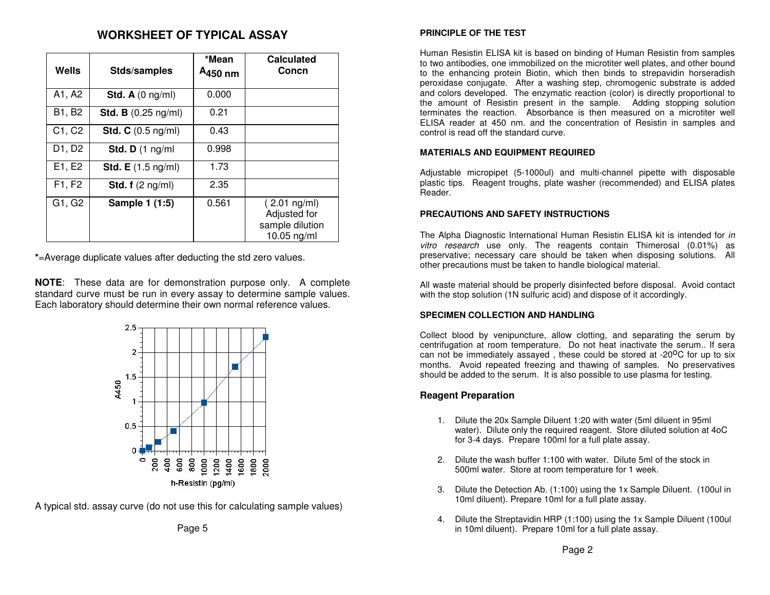## WORKSHEET OF TYPICAL ASSAY

| Wells | Stds/samples | *Mean $A_{450\ nm}$ | Calculated Concn |
|---|---|---|---|
| A1, A2 | **Std. A** (0 ng/ml) | 0.000 | |
| B1, B2 | **Std. B** (0.25 ng/ml) | 0.21 | |
| C1, C2 | **Std. C** (0.5 ng/ml) | 0.43 | |
| D1, D2 | **Std. D** (1 ng/ml | 0.998 | |
| E1, E2 | **Std. E** (1.5 ng/ml) | 1.73 | |
| F1, F2 | **Std. f** (2 ng/ml) | 2.35 | |
| G1, G2 | **Sample 1 (1:5)** | 0.561 | ( 2.01 ng/ml) Adjusted for sample dilution 10.05 ng/ml |

*=Average duplicate values after deducting the std zero values.

**NOTE**: These data are for demonstration purpose only. A complete standard curve must be run in every assay to determine sample values. Each laboratory should determine their own normal reference values.

A typical std. assay curve (do not use this for calculating sample values)

### PRINCIPLE OF THE TEST

Human Resistin ELISA kit is based on binding of Human Resistin from samples to two antibodies, one immobilized on the microtiter well plates, and other bound to the enhancing protein Biotin, which then binds to strepavidin horseradish peroxidase conjugate. After a washing step, chromogenic substrate is added and colors developed. The enzymatic reaction (color) is directly proportional to the amount of Resistin present in the sample. Adding stopping solution terminates the reaction. Absorbance is then measured on a microtiter well ELISA reader at 450 nm. and the concentration of Resistin in samples and control is read off the standard curve.

### MATERIALS AND EQUIPMENT REQUIRED

Adjustable micropipet (5-1000ul) and multi-channel pipette with disposable plastic tips. Reagent troughs, plate washer (recommended) and ELISA plates Reader.

### PRECAUTIONS AND SAFETY INSTRUCTIONS

The Alpha Diagnostic International Human Resistin ELISA kit is intended for *in vitro research* use only. The reagents contain Thimerosal (0.01%) as preservative; necessary care should be taken when disposing solutions. All other precautions must be taken to handle biological material.

All waste material should be properly disinfected before disposal. Avoid contact with the stop solution (1N sulfuric acid) and dispose of it accordingly.

### SPECIMEN COLLECTION AND HANDLING

Collect blood by venipuncture, allow clotting, and separating the serum by centrifugation at room temperature. Do not heat inactivate the serum.. If sera can not be immediately assayed , these could be stored at -20$^{o}$C for up to six months. Avoid repeated freezing and thawing of samples. No preservatives should be added to the serum. It is also possible to use plasma for testing.

### Reagent Preparation

1. Dilute the 20x Sample Diluent 1:20 with water (5ml diluent in 95ml water). Dilute only the required reagent. Store diluted solution at 4oC for 3-4 days. Prepare 100ml for a full plate assay.

2. Dilute the wash buffer 1:100 with water. Dilute 5ml of the stock in 500ml water. Store at room temperature for 1 week.

3. Dilute the Detection Ab. (1:100) using the 1x Sample Diluent. (100ul in 10ml diluent). Prepare 10ml for a full plate assay.

4. Dilute the Streptavidin HRP (1:100) using the 1x Sample Diluent (100ul in 10ml diluent). Prepare 10ml for a full plate assay.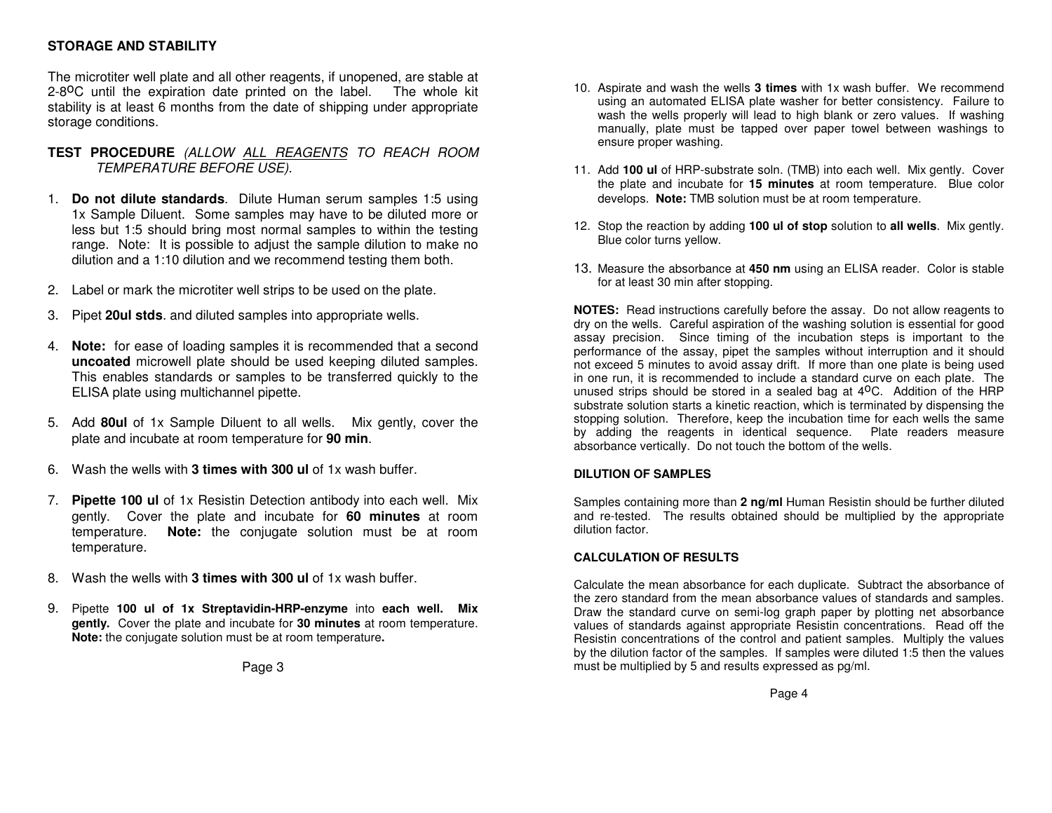**STORAGE AND STABILITY**

The microtiter well plate and all other reagents, if unopened, are stable at 2-8$^{o}$C until the expiration date printed on the label. The whole kit stability is at least 6 months from the date of shipping under appropriate storage conditions.

**TEST PROCEDURE** *(ALLOW ALL REAGENTS TO REACH ROOM TEMPERATURE BEFORE USE).*

1. **Do not dilute standards**. Dilute Human serum samples 1:5 using 1x Sample Diluent. Some samples may have to be diluted more or less but 1:5 should bring most normal samples to within the testing range. Note: It is possible to adjust the sample dilution to make no dilution and a 1:10 dilution and we recommend testing them both.
2. Label or mark the microtiter well strips to be used on the plate.
3. Pipet **20ul stds**. and diluted samples into appropriate wells.
4. **Note:** for ease of loading samples it is recommended that a second **uncoated** microwell plate should be used keeping diluted samples. This enables standards or samples to be transferred quickly to the ELISA plate using multichannel pipette.
5. Add **80ul** of 1x Sample Diluent to all wells. Mix gently, cover the plate and incubate at room temperature for **90 min**.
6. Wash the wells with **3 times with 300 ul** of 1x wash buffer.
7. **Pipette 100 ul** of 1x Resistin Detection antibody into each well. Mix gently. Cover the plate and incubate for **60 minutes** at room temperature. **Note:** the conjugate solution must be at room temperature.
8. Wash the wells with **3 times with 300 ul** of 1x wash buffer.
9. Pipette **100 ul of 1x Streptavidin-HRP-enzyme** into **each well. Mix gently.** Cover the plate and incubate for **30 minutes** at room temperature. **Note:** the conjugate solution must be at room temperature**.**
10. Aspirate and wash the wells **3 times** with 1x wash buffer. We recommend using an automated ELISA plate washer for better consistency. Failure to wash the wells properly will lead to high blank or zero values. If washing manually, plate must be tapped over paper towel between washings to ensure proper washing.
11. Add **100 ul** of HRP-substrate soln. (TMB) into each well. Mix gently. Cover the plate and incubate for **15 minutes** at room temperature. Blue color develops. **Note:** TMB solution must be at room temperature.
12. Stop the reaction by adding **100 ul of stop** solution to **all wells**. Mix gently. Blue color turns yellow.
13. Measure the absorbance at **450 nm** using an ELISA reader. Color is stable for at least 30 min after stopping.

**NOTES:** Read instructions carefully before the assay. Do not allow reagents to dry on the wells. Careful aspiration of the washing solution is essential for good assay precision. Since timing of the incubation steps is important to the performance of the assay, pipet the samples without interruption and it should not exceed 5 minutes to avoid assay drift. If more than one plate is being used in one run, it is recommended to include a standard curve on each plate. The unused strips should be stored in a sealed bag at 4$^{o}$C. Addition of the HRP substrate solution starts a kinetic reaction, which is terminated by dispensing the stopping solution. Therefore, keep the incubation time for each wells the same by adding the reagents in identical sequence. Plate readers measure absorbance vertically. Do not touch the bottom of the wells.

**DILUTION OF SAMPLES**

Samples containing more than **2 ng/ml** Human Resistin should be further diluted and re-tested. The results obtained should be multiplied by the appropriate dilution factor.

**CALCULATION OF RESULTS**

Calculate the mean absorbance for each duplicate. Subtract the absorbance of the zero standard from the mean absorbance values of standards and samples. Draw the standard curve on semi-log graph paper by plotting net absorbance values of standards against appropriate Resistin concentrations. Read off the Resistin concentrations of the control and patient samples. Multiply the values by the dilution factor of the samples. If samples were diluted 1:5 then the values must be multiplied by 5 and results expressed as pg/ml.